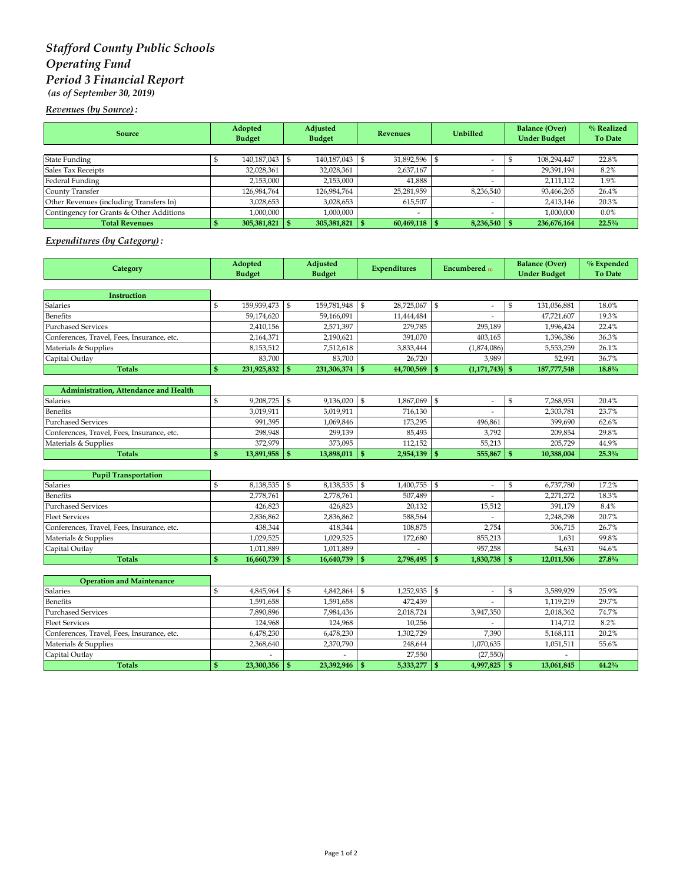# *Stafford County Public Schools*
# *Operating Fund*
# *Period 3 Financial Report*

***(as of September 30, 2019)***

***Revenues (by Source):***

| Source | Adopted Budget | Adjusted Budget | Revenues | Unbilled | Balance (Over) Under Budget | % Realized To Date |
|---|---|---|---|---|---|---|
| State Funding | $ 140,187,043 | $ 140,187,043 | $ 31,892,596 | $ - | $ 108,294,447 | 22.8% |
| Sales Tax Receipts | 32,028,361 | 32,028,361 | 2,637,167 | - | 29,391,194 | 8.2% |
| Federal Funding | 2,153,000 | 2,153,000 | 41,888 | - | 2,111,112 | 1.9% |
| County Transfer | 126,984,764 | 126,984,764 | 25,281,959 | 8,236,540 | 93,466,265 | 26.4% |
| Other Revenues (including Transfers In) | 3,028,653 | 3,028,653 | 615,507 | - | 2,413,146 | 20.3% |
| Contingency for Grants & Other Additions | 1,000,000 | 1,000,000 | - | - | 1,000,000 | 0.0% |
| **Total Revenues** | **$ 305,381,821** | **$ 305,381,821** | **$ 60,469,118** | **$ 8,236,540** | **$ 236,676,164** | **22.5%** |

***Expenditures (by Category):***

| Category | Adopted Budget | Adjusted Budget | Expenditures | Encumbered (1) | Balance (Over) Under Budget | % Expended To Date |
|---|---|---|---|---|---|---|
| **Instruction** | | | | | | |
| Salaries | $ 159,939,473 | $ 159,781,948 | $ 28,725,067 | $ - | $ 131,056,881 | 18.0% |
| Benefits | 59,174,620 | 59,166,091 | 11,444,484 | - | 47,721,607 | 19.3% |
| Purchased Services | 2,410,156 | 2,571,397 | 279,785 | 295,189 | 1,996,424 | 22.4% |
| Conferences, Travel, Fees, Insurance, etc. | 2,164,371 | 2,190,621 | 391,070 | 403,165 | 1,396,386 | 36.3% |
| Materials & Supplies | 8,153,512 | 7,512,618 | 3,833,444 | (1,874,086) | 5,553,259 | 26.1% |
| Capital Outlay | 83,700 | 83,700 | 26,720 | 3,989 | 52,991 | 36.7% |
| **Totals** | **$ 231,925,832** | **$ 231,306,374** | **$ 44,700,569** | **$ (1,171,743)** | **$ 187,777,548** | **18.8%** |
| **Administration, Attendance and Health** | | | | | | |
| Salaries | $ 9,208,725 | $ 9,136,020 | $ 1,867,069 | $ - | $ 7,268,951 | 20.4% |
| Benefits | 3,019,911 | 3,019,911 | 716,130 | - | 2,303,781 | 23.7% |
| Purchased Services | 991,395 | 1,069,846 | 173,295 | 496,861 | 399,690 | 62.6% |
| Conferences, Travel, Fees, Insurance, etc. | 298,948 | 299,139 | 85,493 | 3,792 | 209,854 | 29.8% |
| Materials & Supplies | 372,979 | 373,095 | 112,152 | 55,213 | 205,729 | 44.9% |
| **Totals** | **$ 13,891,958** | **$ 13,898,011** | **$ 2,954,139** | **$ 555,867** | **$ 10,388,004** | **25.3%** |
| **Pupil Transportation** | | | | | | |
| Salaries | $ 8,138,535 | $ 8,138,535 | $ 1,400,755 | $ - | $ 6,737,780 | 17.2% |
| Benefits | 2,778,761 | 2,778,761 | 507,489 | - | 2,271,272 | 18.3% |
| Purchased Services | 426,823 | 426,823 | 20,132 | 15,512 | 391,179 | 8.4% |
| Fleet Services | 2,836,862 | 2,836,862 | 588,564 | - | 2,248,298 | 20.7% |
| Conferences, Travel, Fees, Insurance, etc. | 438,344 | 418,344 | 108,875 | 2,754 | 306,715 | 26.7% |
| Materials & Supplies | 1,029,525 | 1,029,525 | 172,680 | 855,213 | 1,631 | 99.8% |
| Capital Outlay | 1,011,889 | 1,011,889 | - | 957,258 | 54,631 | 94.6% |
| **Totals** | **$ 16,660,739** | **$ 16,640,739** | **$ 2,798,495** | **$ 1,830,738** | **$ 12,011,506** | **27.8%** |
| **Operation and Maintenance** | | | | | | |
| Salaries | $ 4,845,964 | $ 4,842,864 | $ 1,252,935 | $ - | $ 3,589,929 | 25.9% |
| Benefits | 1,591,658 | 1,591,658 | 472,439 | - | 1,119,219 | 29.7% |
| Purchased Services | 7,890,896 | 7,984,436 | 2,018,724 | 3,947,350 | 2,018,362 | 74.7% |
| Fleet Services | 124,968 | 124,968 | 10,256 | - | 114,712 | 8.2% |
| Conferences, Travel, Fees, Insurance, etc. | 6,478,230 | 6,478,230 | 1,302,729 | 7,390 | 5,168,111 | 20.2% |
| Materials & Supplies | 2,368,640 | 2,370,790 | 248,644 | 1,070,635 | 1,051,511 | 55.6% |
| Capital Outlay | - | - | 27,550 | (27,550) | - | |
| **Totals** | **$ 23,300,356** | **$ 23,392,946** | **$ 5,333,277** | **$ 4,997,825** | **$ 13,061,845** | **44.2%** |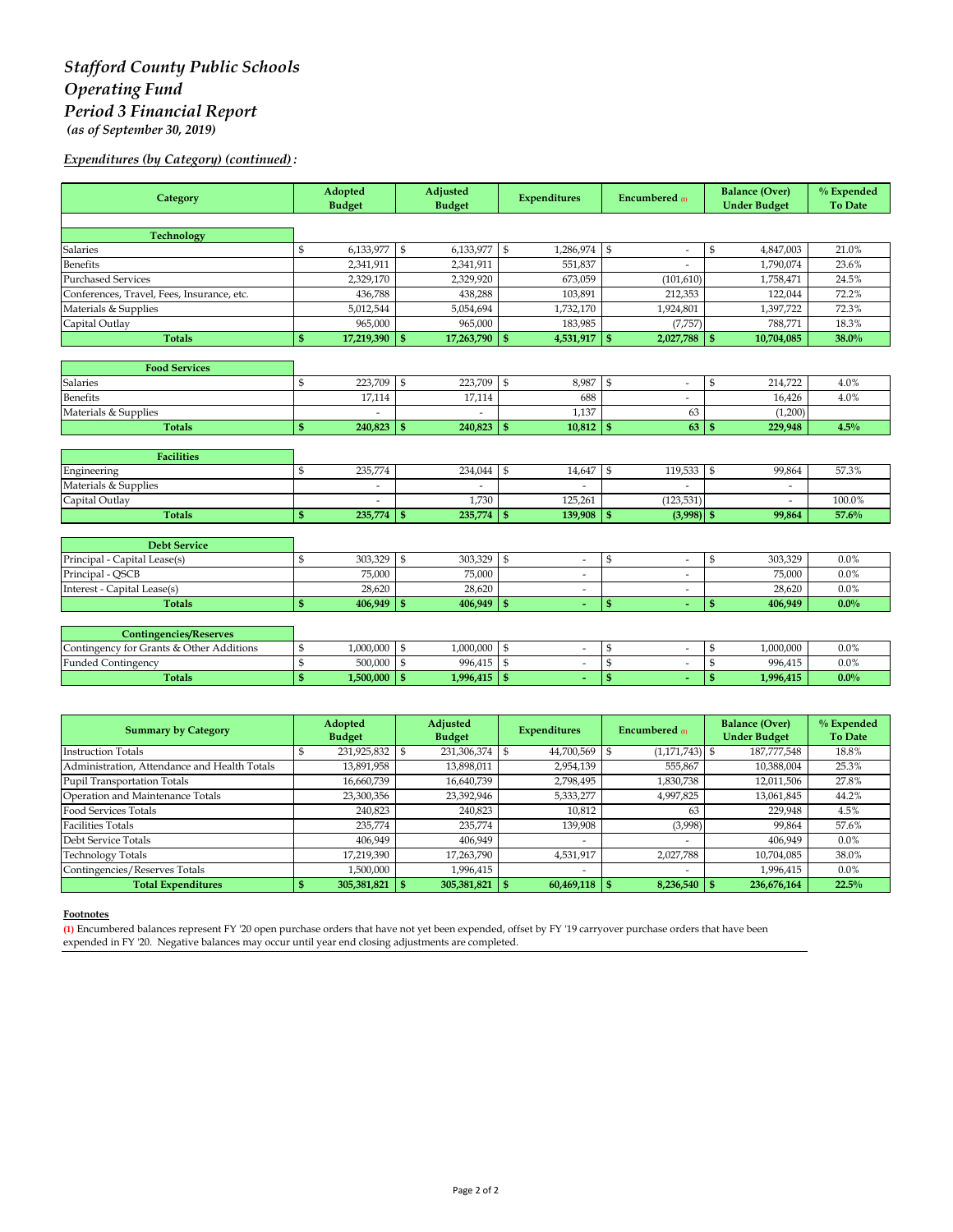# *Stafford County Public Schools*
# *Operating Fund*
# *Period 3 Financial Report*
***(as of September 30, 2019)***

***Expenditures (by Category) (continued):***

| Category | Adopted Budget | Adjusted Budget | Expenditures | Encumbered (1) | Balance (Over) Under Budget | % Expended To Date |
|---|---|---|---|---|---|---|
| **Technology** | | | | | | |
| Salaries | $ 6,133,977 | $ 6,133,977 | $ 1,286,974 | $ - | $ 4,847,003 | 21.0% |
| Benefits | 2,341,911 | 2,341,911 | 551,837 | - | 1,790,074 | 23.6% |
| Purchased Services | 2,329,170 | 2,329,920 | 673,059 | (101,610) | 1,758,471 | 24.5% |
| Conferences, Travel, Fees, Insurance, etc. | 436,788 | 438,288 | 103,891 | 212,353 | 122,044 | 72.2% |
| Materials & Supplies | 5,012,544 | 5,054,694 | 1,732,170 | 1,924,801 | 1,397,722 | 72.3% |
| Capital Outlay | 965,000 | 965,000 | 183,985 | (7,757) | 788,771 | 18.3% |
| **Totals** | **$ 17,219,390** | **$ 17,263,790** | **$ 4,531,917** | **$ 2,027,788** | **$ 10,704,085** | **38.0%** |
| **Food Services** | | | | | | |
| Salaries | $ 223,709 | $ 223,709 | $ 8,987 | $ - | $ 214,722 | 4.0% |
| Benefits | 17,114 | 17,114 | 688 | - | 16,426 | 4.0% |
| Materials & Supplies | - | - | 1,137 | 63 | (1,200) | |
| **Totals** | **$ 240,823** | **$ 240,823** | **$ 10,812** | **$ 63** | **$ 229,948** | **4.5%** |
| **Facilities** | | | | | | |
| Engineering | $ 235,774 | 234,044 | $ 14,647 | $ 119,533 | $ 99,864 | 57.3% |
| Materials & Supplies | - | - | - | - | - | |
| Capital Outlay | - | 1,730 | 125,261 | (123,531) | - | 100.0% |
| **Totals** | **$ 235,774** | **$ 235,774** | **$ 139,908** | **$ (3,998)** | **$ 99,864** | **57.6%** |
| **Debt Service** | | | | | | |
| Principal - Capital Lease(s) | $ 303,329 | $ 303,329 | $ - | $ - | $ 303,329 | 0.0% |
| Principal - QSCB | 75,000 | 75,000 | - | - | 75,000 | 0.0% |
| Interest - Capital Lease(s) | 28,620 | 28,620 | - | - | 28,620 | 0.0% |
| **Totals** | **$ 406,949** | **$ 406,949** | **$ -** | **$ -** | **$ 406,949** | **0.0%** |
| **Contingencies/Reserves** | | | | | | |
| Contingency for Grants & Other Additions | $ 1,000,000 | $ 1,000,000 | $ - | $ - | $ 1,000,000 | 0.0% |
| Funded Contingency | $ 500,000 | $ 996,415 | $ - | $ - | $ 996,415 | 0.0% |
| **Totals** | **$ 1,500,000** | **$ 1,996,415** | **$ -** | **$ -** | **$ 1,996,415** | **0.0%** |

| Summary by Category | Adopted Budget | Adjusted Budget | Expenditures | Encumbered (1) | Balance (Over) Under Budget | % Expended To Date |
|---|---|---|---|---|---|---|
| Instruction Totals | $ 231,925,832 | $ 231,306,374 | $ 44,700,569 | $ (1,171,743) | $ 187,777,548 | 18.8% |
| Administration, Attendance and Health Totals | 13,891,958 | 13,898,011 | 2,954,139 | 555,867 | 10,388,004 | 25.3% |
| Pupil Transportation Totals | 16,660,739 | 16,640,739 | 2,798,495 | 1,830,738 | 12,011,506 | 27.8% |
| Operation and Maintenance Totals | 23,300,356 | 23,392,946 | 5,333,277 | 4,997,825 | 13,061,845 | 44.2% |
| Food Services Totals | 240,823 | 240,823 | 10,812 | 63 | 229,948 | 4.5% |
| Facilities Totals | 235,774 | 235,774 | 139,908 | (3,998) | 99,864 | 57.6% |
| Debt Service Totals | 406,949 | 406,949 | - | - | 406,949 | 0.0% |
| Technology Totals | 17,219,390 | 17,263,790 | 4,531,917 | 2,027,788 | 10,704,085 | 38.0% |
| Contingencies/Reserves Totals | 1,500,000 | 1,996,415 | - | - | 1,996,415 | 0.0% |
| **Total Expenditures** | **$ 305,381,821** | **$ 305,381,821** | **$ 60,469,118** | **$ 8,236,540** | **$ 236,676,164** | **22.5%** |

**Footnotes**

**(1)** Encumbered balances represent FY '20 open purchase orders that have not yet been expended, offset by FY '19 carryover purchase orders that have been expended in FY '20. Negative balances may occur until year end closing adjustments are completed.